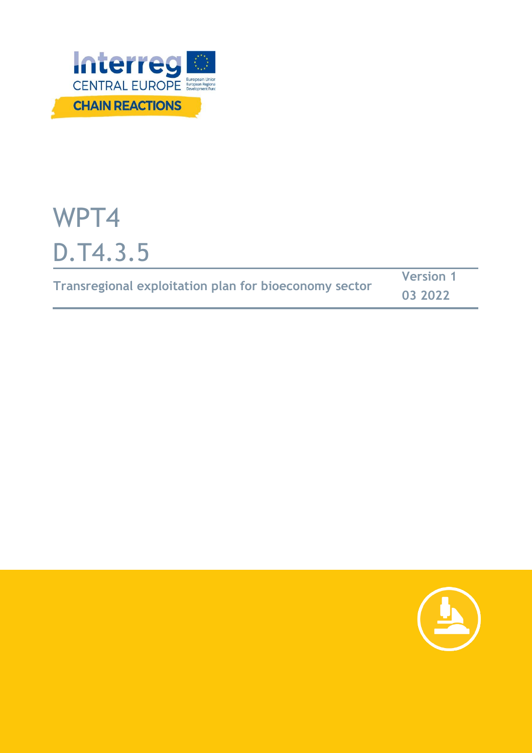Interreg CENTRAL EUROPE

European Union
European Regional Development Fund

CHAIN REACTIONS

# WPT4

# D.T4.3.5

| Transregional exploitation plan for bioeconomy sector | Version 1 |
| --- | --- |
| | 03 2022 |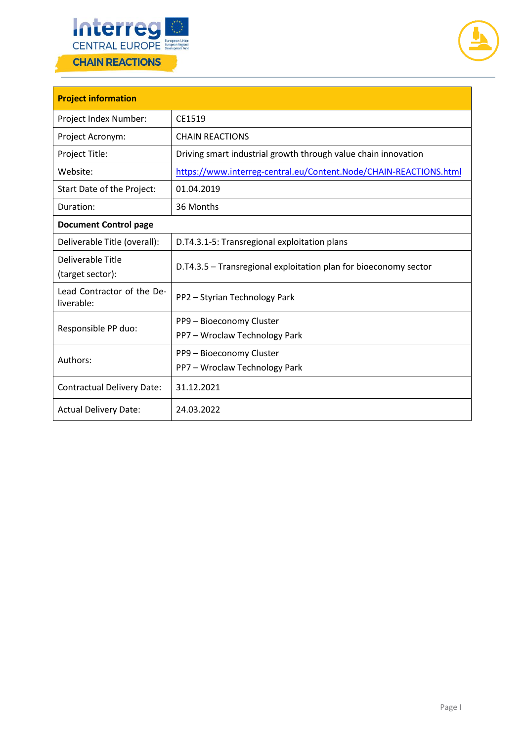| Project information | |
|---|---|
| Project Index Number: | CE1519 |
| Project Acronym: | CHAIN REACTIONS |
| Project Title: | Driving smart industrial growth through value chain innovation |
| Website: | https://www.interreg-central.eu/Content.Node/CHAIN-REACTIONS.html |
| Start Date of the Project: | 01.04.2019 |
| Duration: | 36 Months |
| **Document Control page** | |
| Deliverable Title (overall): | D.T4.3.1-5: Transregional exploitation plans |
| Deliverable Title (target sector): | D.T4.3.5 – Transregional exploitation plan for bioeconomy sector |
| Lead Contractor of the Deliverable: | PP2 – Styrian Technology Park |
| Responsible PP duo: | PP9 – Bioeconomy Cluster<br>PP7 – Wroclaw Technology Park |
| Authors: | PP9 – Bioeconomy Cluster<br>PP7 – Wroclaw Technology Park |
| Contractual Delivery Date: | 31.12.2021 |
| Actual Delivery Date: | 24.03.2022 |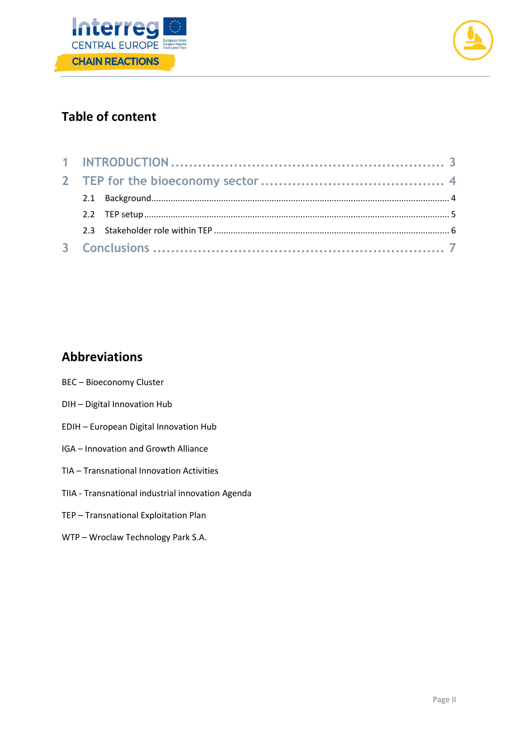## Table of content

1 INTRODUCTION ........................................................ 3

2 TEP for the bioeconomy sector ........................................ 4

- 2.1 Background ........................................................ 4
- 2.2 TEP setup ......................................................... 5
- 2.3 Stakeholder role within TEP ....................................... 6

3 Conclusions ......................................................... 7

## Abbreviations

BEC – Bioeconomy Cluster

DIH – Digital Innovation Hub

EDIH – European Digital Innovation Hub

IGA – Innovation and Growth Alliance

TIA – Transnational Innovation Activities

TIIA - Transnational industrial innovation Agenda

TEP – Transnational Exploitation Plan

WTP – Wroclaw Technology Park S.A.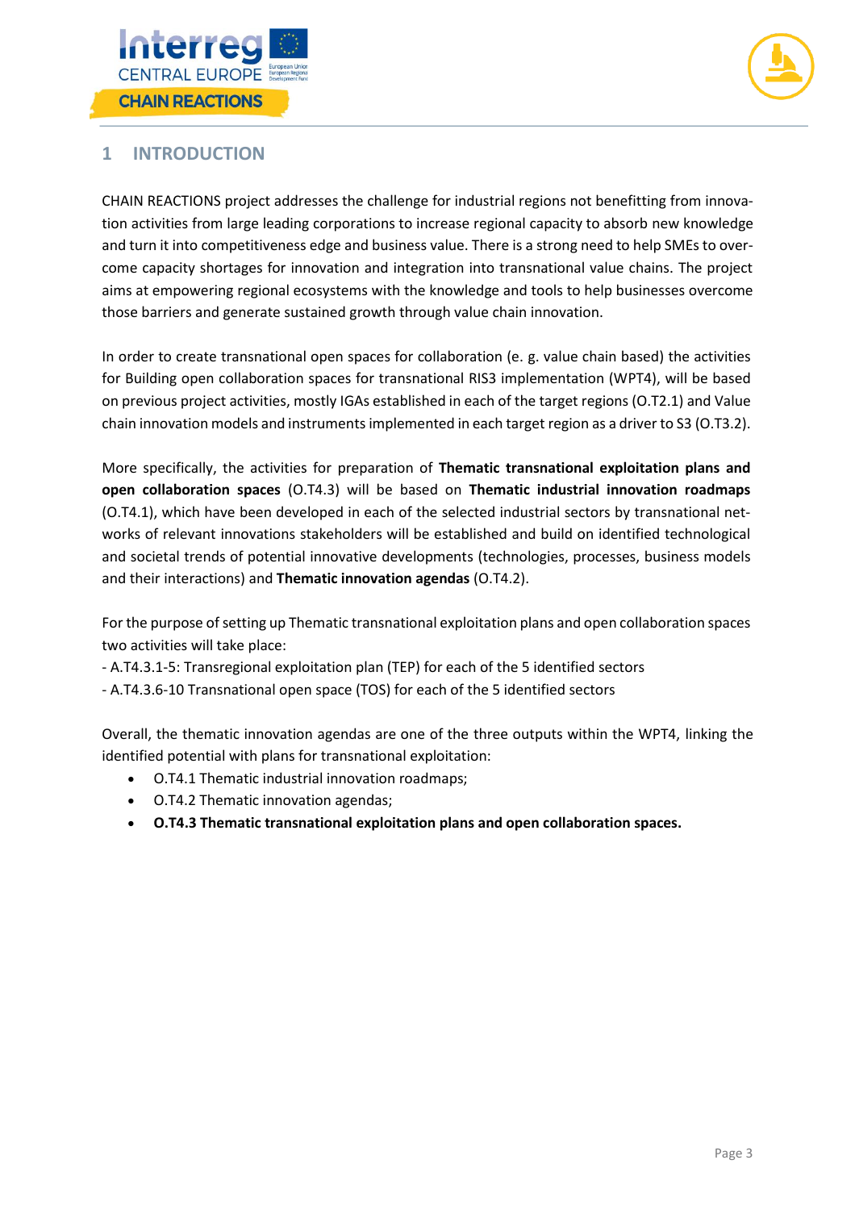# 1 INTRODUCTION

CHAIN REACTIONS project addresses the challenge for industrial regions not benefitting from innovation activities from large leading corporations to increase regional capacity to absorb new knowledge and turn it into competitiveness edge and business value. There is a strong need to help SMEs to overcome capacity shortages for innovation and integration into transnational value chains. The project aims at empowering regional ecosystems with the knowledge and tools to help businesses overcome those barriers and generate sustained growth through value chain innovation.

In order to create transnational open spaces for collaboration (e. g. value chain based) the activities for Building open collaboration spaces for transnational RIS3 implementation (WPT4), will be based on previous project activities, mostly IGAs established in each of the target regions (O.T2.1) and Value chain innovation models and instruments implemented in each target region as a driver to S3 (O.T3.2).

More specifically, the activities for preparation of **Thematic transnational exploitation plans and open collaboration spaces** (O.T4.3) will be based on **Thematic industrial innovation roadmaps** (O.T4.1), which have been developed in each of the selected industrial sectors by transnational networks of relevant innovations stakeholders will be established and build on identified technological and societal trends of potential innovative developments (technologies, processes, business models and their interactions) and **Thematic innovation agendas** (O.T4.2).

For the purpose of setting up Thematic transnational exploitation plans and open collaboration spaces two activities will take place:
- A.T4.3.1-5: Transregional exploitation plan (TEP) for each of the 5 identified sectors
- A.T4.3.6-10 Transnational open space (TOS) for each of the 5 identified sectors

Overall, the thematic innovation agendas are one of the three outputs within the WPT4, linking the identified potential with plans for transnational exploitation:

- O.T4.1 Thematic industrial innovation roadmaps;
- O.T4.2 Thematic innovation agendas;
- **O.T4.3 Thematic transnational exploitation plans and open collaboration spaces.**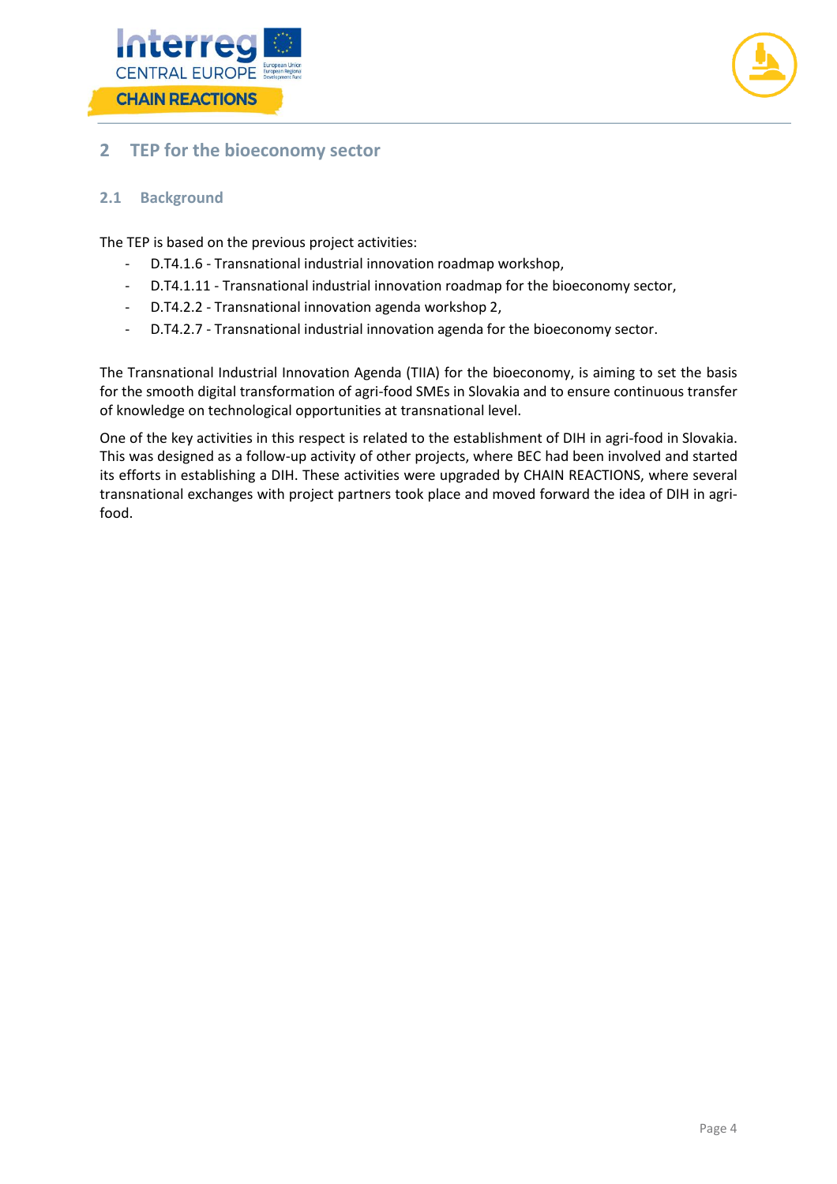## 2 TEP for the bioeconomy sector

### 2.1 Background

The TEP is based on the previous project activities:

- D.T4.1.6 - Transnational industrial innovation roadmap workshop,
- D.T4.1.11 - Transnational industrial innovation roadmap for the bioeconomy sector,
- D.T4.2.2 - Transnational innovation agenda workshop 2,
- D.T4.2.7 - Transnational industrial innovation agenda for the bioeconomy sector.

The Transnational Industrial Innovation Agenda (TIIA) for the bioeconomy, is aiming to set the basis for the smooth digital transformation of agri-food SMEs in Slovakia and to ensure continuous transfer of knowledge on technological opportunities at transnational level.

One of the key activities in this respect is related to the establishment of DIH in agri-food in Slovakia. This was designed as a follow-up activity of other projects, where BEC had been involved and started its efforts in establishing a DIH. These activities were upgraded by CHAIN REACTIONS, where several transnational exchanges with project partners took place and moved forward the idea of DIH in agri-food.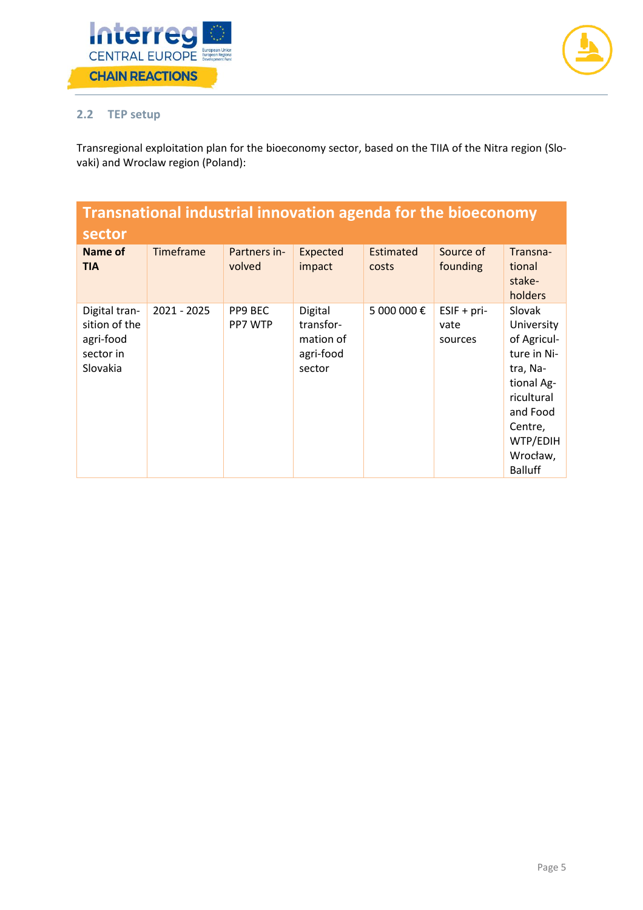## 2.2 TEP setup

Transregional exploitation plan for the bioeconomy sector, based on the TIIA of the Nitra region (Slovaki) and Wroclaw region (Poland):

| Transnational industrial innovation agenda for the bioeconomy sector | | | | | | |
|---|---|---|---|---|---|---|
| **Name of TIA** | Timeframe | Partners involved | Expected impact | Estimated costs | Source of founding | Transnational stakeholders |
| Digital transition of the agri-food sector in Slovakia | 2021 - 2025 | PP9 BEC<br>PP7 WTP | Digital transformation of agri-food sector | 5 000 000 € | ESIF + private sources | Slovak University of Agriculture in Nitra, National Agricultural and Food Centre, WTP/EDIH Wrocław, Balluff |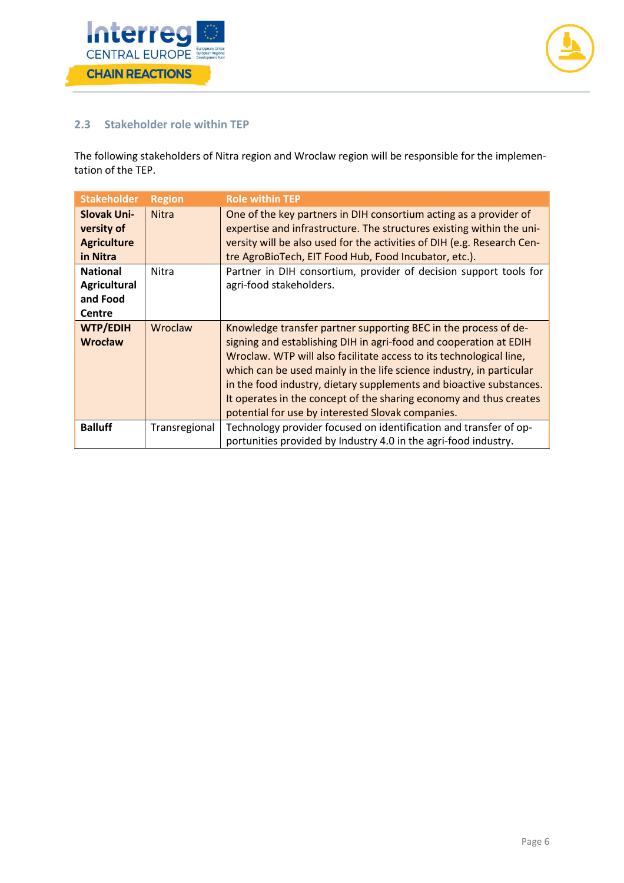## 2.3 Stakeholder role within TEP

The following stakeholders of Nitra region and Wroclaw region will be responsible for the implementation of the TEP.

| Stakeholder | Region | Role within TEP |
|---|---|---|
| **Slovak University of Agriculture in Nitra** | Nitra | One of the key partners in DIH consortium acting as a provider of expertise and infrastructure. The structures existing within the university will be also used for the activities of DIH (e.g. Research Centre AgroBioTech, EIT Food Hub, Food Incubator, etc.). |
| **National Agricultural and Food Centre** | Nitra | Partner in DIH consortium, provider of decision support tools for agri-food stakeholders. |
| **WTP/EDIH Wrocław** | Wroclaw | Knowledge transfer partner supporting BEC in the process of designing and establishing DIH in agri-food and cooperation at EDIH Wroclaw. WTP will also facilitate access to its technological line, which can be used mainly in the life science industry, in particular in the food industry, dietary supplements and bioactive substances. It operates in the concept of the sharing economy and thus creates potential for use by interested Slovak companies. |
| **Balluff** | Transregional | Technology provider focused on identification and transfer of opportunities provided by Industry 4.0 in the agri-food industry. |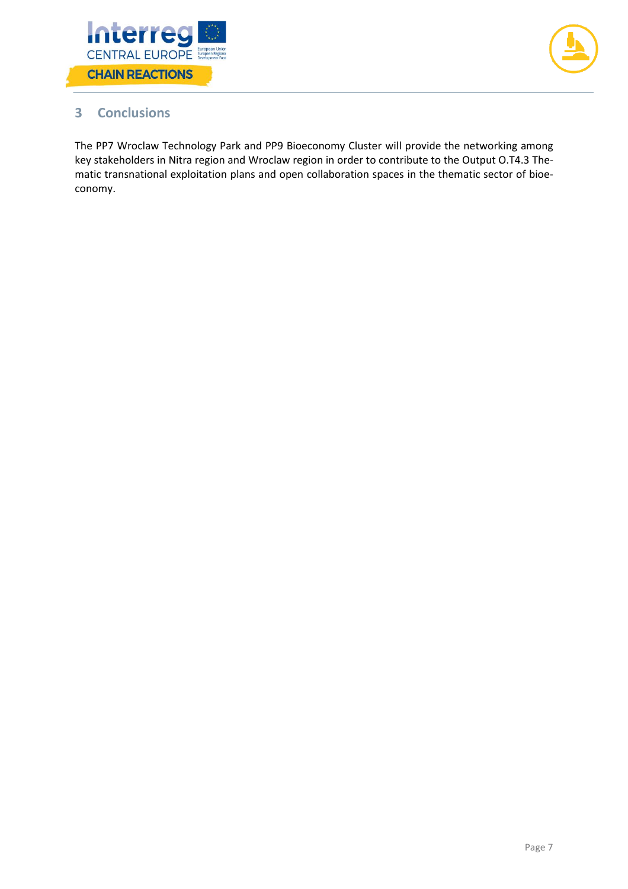## 3 Conclusions

The PP7 Wroclaw Technology Park and PP9 Bioeconomy Cluster will provide the networking among key stakeholders in Nitra region and Wroclaw region in order to contribute to the Output O.T4.3 Thematic transnational exploitation plans and open collaboration spaces in the thematic sector of bioeconomy.